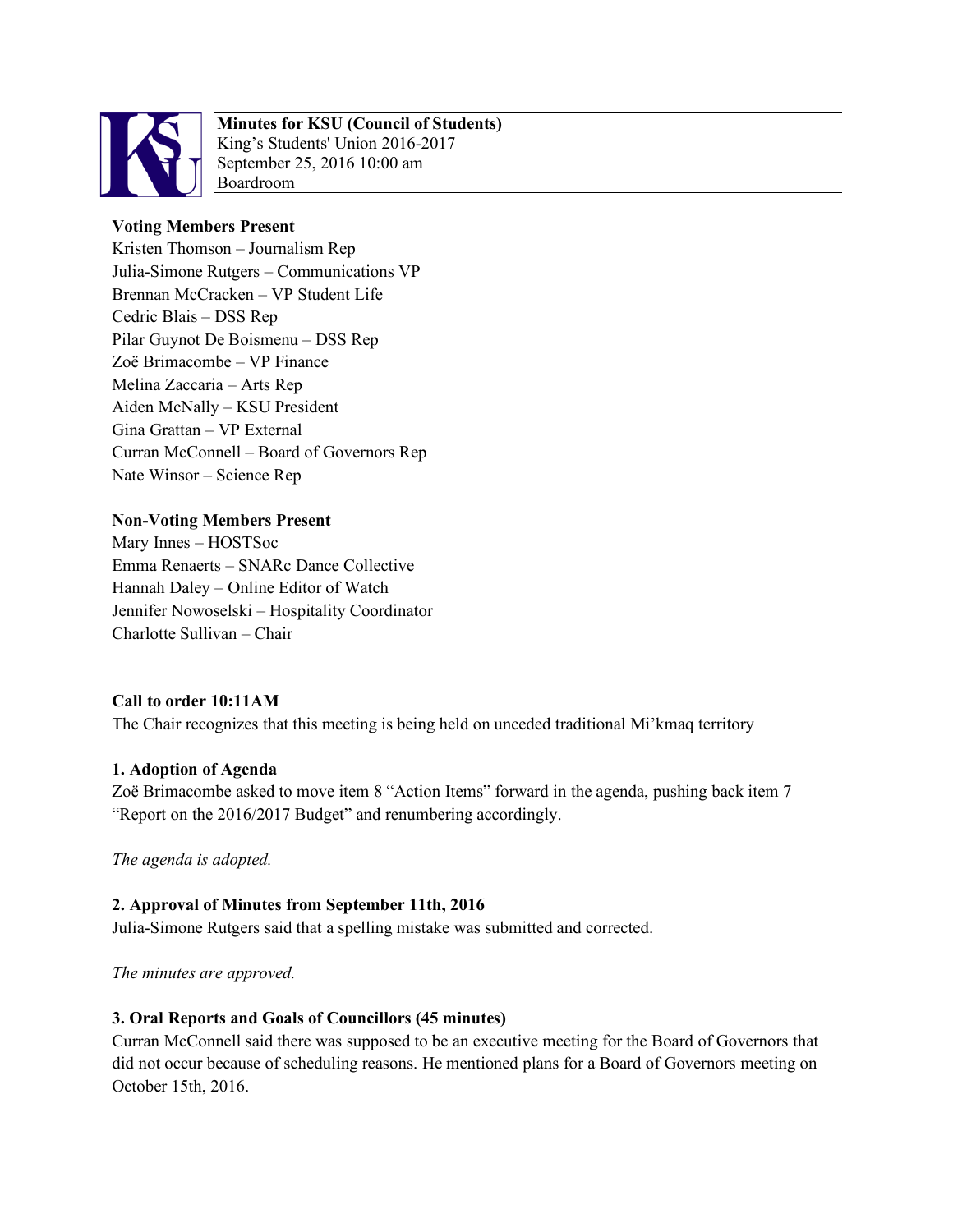**Minutes for KSU (Council of Students)**
King's Students' Union 2016-2017
September 25, 2016 10:00 am
Boardroom

**Voting Members Present**
Kristen Thomson – Journalism Rep
Julia-Simone Rutgers – Communications VP
Brennan McCracken – VP Student Life
Cedric Blais – DSS Rep
Pilar Guynot De Boismenu – DSS Rep
Zoë Brimacombe – VP Finance
Melina Zaccaria – Arts Rep
Aiden McNally – KSU President
Gina Grattan – VP External
Curran McConnell – Board of Governors Rep
Nate Winsor – Science Rep

**Non-Voting Members Present**
Mary Innes – HOSTSoc
Emma Renaerts – SNARc Dance Collective
Hannah Daley – Online Editor of Watch
Jennifer Nowoselski – Hospitality Coordinator
Charlotte Sullivan – Chair

**Call to order 10:11AM**
The Chair recognizes that this meeting is being held on unceded traditional Mi'kmaq territory

**1. Adoption of Agenda**
Zoë Brimacombe asked to move item 8 "Action Items" forward in the agenda, pushing back item 7 "Report on the 2016/2017 Budget" and renumbering accordingly.

*The agenda is adopted.*

**2. Approval of Minutes from September 11th, 2016**
Julia-Simone Rutgers said that a spelling mistake was submitted and corrected.

*The minutes are approved.*

**3. Oral Reports and Goals of Councillors (45 minutes)**
Curran McConnell said there was supposed to be an executive meeting for the Board of Governors that did not occur because of scheduling reasons. He mentioned plans for a Board of Governors meeting on October 15th, 2016.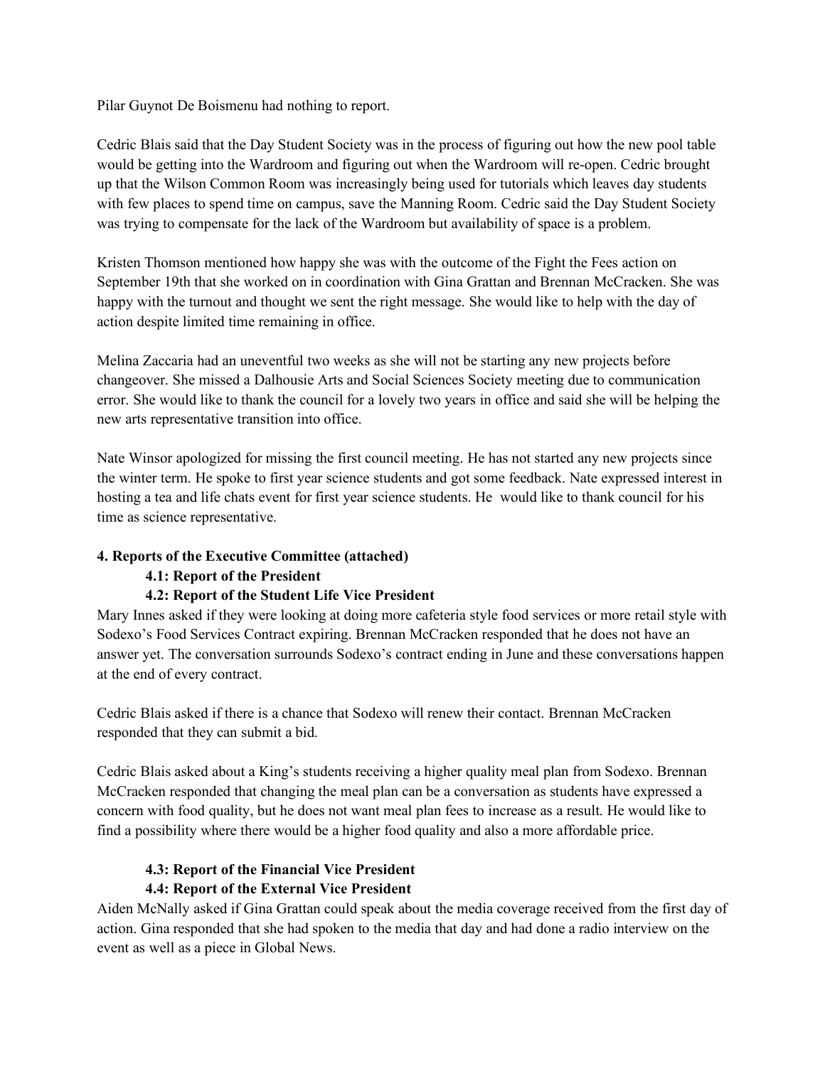Pilar Guynot De Boismenu had nothing to report.

Cedric Blais said that the Day Student Society was in the process of figuring out how the new pool table would be getting into the Wardroom and figuring out when the Wardroom will re-open. Cedric brought up that the Wilson Common Room was increasingly being used for tutorials which leaves day students with few places to spend time on campus, save the Manning Room. Cedric said the Day Student Society was trying to compensate for the lack of the Wardroom but availability of space is a problem.

Kristen Thomson mentioned how happy she was with the outcome of the Fight the Fees action on September 19th that she worked on in coordination with Gina Grattan and Brennan McCracken. She was happy with the turnout and thought we sent the right message. She would like to help with the day of action despite limited time remaining in office.

Melina Zaccaria had an uneventful two weeks as she will not be starting any new projects before changeover. She missed a Dalhousie Arts and Social Sciences Society meeting due to communication error. She would like to thank the council for a lovely two years in office and said she will be helping the new arts representative transition into office.

Nate Winsor apologized for missing the first council meeting. He has not started any new projects since the winter term. He spoke to first year science students and got some feedback. Nate expressed interest in hosting a tea and life chats event for first year science students. He would like to thank council for his time as science representative.

**4. Reports of the Executive Committee (attached)**

**4.1: Report of the President**

**4.2: Report of the Student Life Vice President**

Mary Innes asked if they were looking at doing more cafeteria style food services or more retail style with Sodexo's Food Services Contract expiring. Brennan McCracken responded that he does not have an answer yet. The conversation surrounds Sodexo's contract ending in June and these conversations happen at the end of every contract.

Cedric Blais asked if there is a chance that Sodexo will renew their contact. Brennan McCracken responded that they can submit a bid.

Cedric Blais asked about a King's students receiving a higher quality meal plan from Sodexo. Brennan McCracken responded that changing the meal plan can be a conversation as students have expressed a concern with food quality, but he does not want meal plan fees to increase as a result. He would like to find a possibility where there would be a higher food quality and also a more affordable price.

**4.3: Report of the Financial Vice President**

**4.4: Report of the External Vice President**

Aiden McNally asked if Gina Grattan could speak about the media coverage received from the first day of action. Gina responded that she had spoken to the media that day and had done a radio interview on the event as well as a piece in Global News.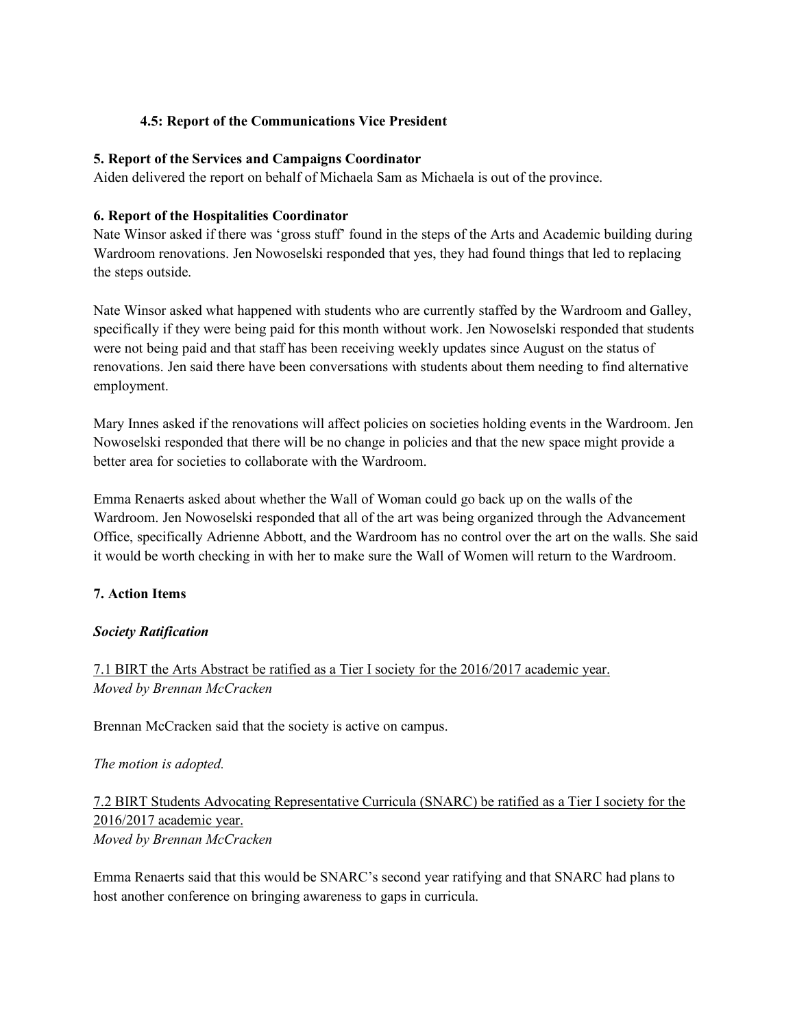### 4.5: Report of the Communications Vice President

### 5. Report of the Services and Campaigns Coordinator

Aiden delivered the report on behalf of Michaela Sam as Michaela is out of the province.

### 6. Report of the Hospitalities Coordinator

Nate Winsor asked if there was 'gross stuff' found in the steps of the Arts and Academic building during Wardroom renovations. Jen Nowoselski responded that yes, they had found things that led to replacing the steps outside.

Nate Winsor asked what happened with students who are currently staffed by the Wardroom and Galley, specifically if they were being paid for this month without work. Jen Nowoselski responded that students were not being paid and that staff has been receiving weekly updates since August on the status of renovations. Jen said there have been conversations with students about them needing to find alternative employment.

Mary Innes asked if the renovations will affect policies on societies holding events in the Wardroom. Jen Nowoselski responded that there will be no change in policies and that the new space might provide a better area for societies to collaborate with the Wardroom.

Emma Renaerts asked about whether the Wall of Woman could go back up on the walls of the Wardroom. Jen Nowoselski responded that all of the art was being organized through the Advancement Office, specifically Adrienne Abbott, and the Wardroom has no control over the art on the walls. She said it would be worth checking in with her to make sure the Wall of Women will return to the Wardroom.

### 7. Action Items

***Society Ratification***

7.1 BIRT the Arts Abstract be ratified as a Tier I society for the 2016/2017 academic year.
*Moved by Brennan McCracken*

Brennan McCracken said that the society is active on campus.

*The motion is adopted.*

7.2 BIRT Students Advocating Representative Curricula (SNARC) be ratified as a Tier I society for the 2016/2017 academic year.
*Moved by Brennan McCracken*

Emma Renaerts said that this would be SNARC's second year ratifying and that SNARC had plans to host another conference on bringing awareness to gaps in curricula.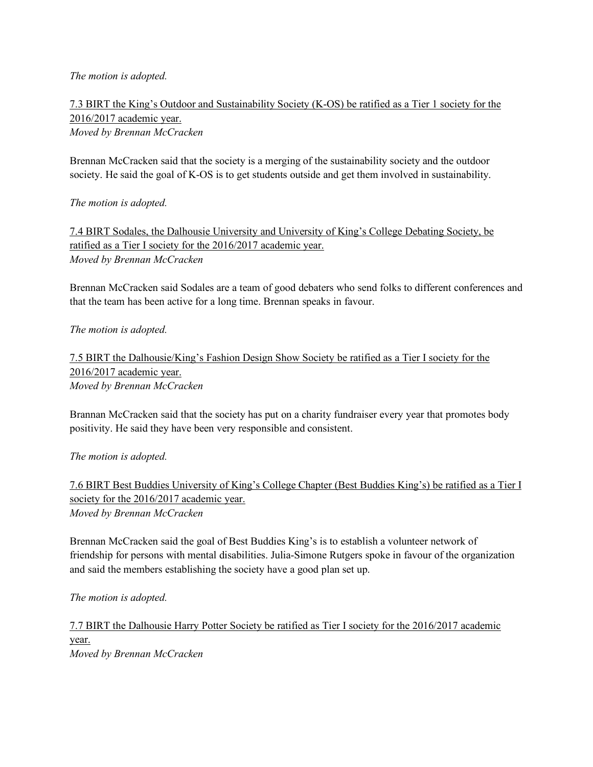*The motion is adopted.*

<u>7.3 BIRT the King's Outdoor and Sustainability Society (K-OS) be ratified as a Tier 1 society for the 2016/2017 academic year.</u>
*Moved by Brennan McCracken*

Brennan McCracken said that the society is a merging of the sustainability society and the outdoor society. He said the goal of K-OS is to get students outside and get them involved in sustainability.

*The motion is adopted.*

<u>7.4 BIRT Sodales, the Dalhousie University and University of King's College Debating Society, be ratified as a Tier I society for the 2016/2017 academic year.</u>
*Moved by Brennan McCracken*

Brennan McCracken said Sodales are a team of good debaters who send folks to different conferences and that the team has been active for a long time. Brennan speaks in favour.

*The motion is adopted.*

<u>7.5 BIRT the Dalhousie/King's Fashion Design Show Society be ratified as a Tier I society for the 2016/2017 academic year.</u>
*Moved by Brennan McCracken*

Brannan McCracken said that the society has put on a charity fundraiser every year that promotes body positivity. He said they have been very responsible and consistent.

*The motion is adopted.*

<u>7.6 BIRT Best Buddies University of King's College Chapter (Best Buddies King's) be ratified as a Tier I society for the 2016/2017 academic year.</u>
*Moved by Brennan McCracken*

Brennan McCracken said the goal of Best Buddies King's is to establish a volunteer network of friendship for persons with mental disabilities. Julia-Simone Rutgers spoke in favour of the organization and said the members establishing the society have a good plan set up.

*The motion is adopted.*

<u>7.7 BIRT the Dalhousie Harry Potter Society be ratified as Tier I society for the 2016/2017 academic year.</u>
*Moved by Brennan McCracken*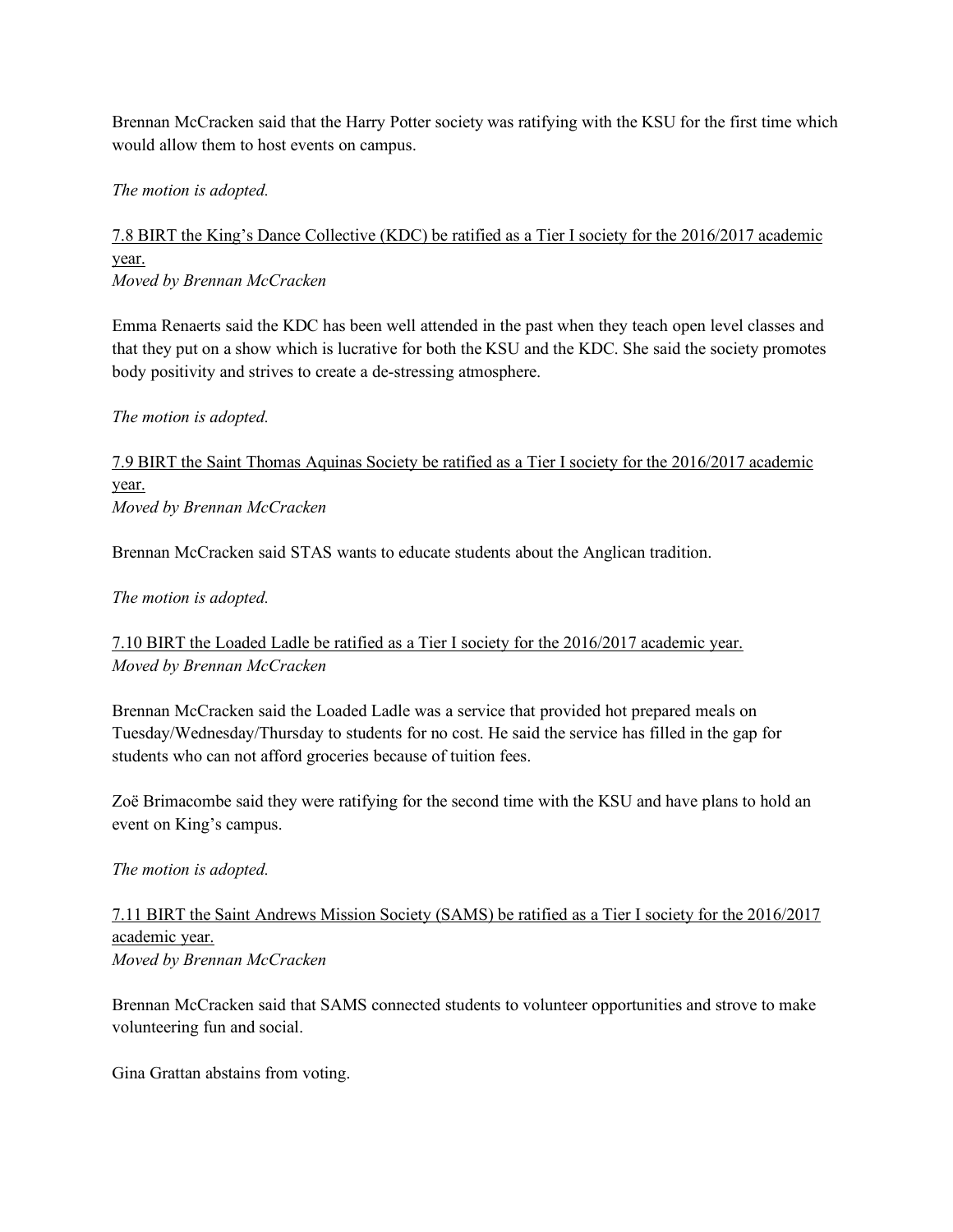Brennan McCracken said that the Harry Potter society was ratifying with the KSU for the first time which would allow them to host events on campus.

*The motion is adopted.*

<u>7.8 BIRT the King's Dance Collective (KDC) be ratified as a Tier I society for the 2016/2017 academic year.</u>
*Moved by Brennan McCracken*

Emma Renaerts said the KDC has been well attended in the past when they teach open level classes and that they put on a show which is lucrative for both the KSU and the KDC. She said the society promotes body positivity and strives to create a de-stressing atmosphere.

*The motion is adopted.*

<u>7.9 BIRT the Saint Thomas Aquinas Society be ratified as a Tier I society for the 2016/2017 academic year.</u>
*Moved by Brennan McCracken*

Brennan McCracken said STAS wants to educate students about the Anglican tradition.

*The motion is adopted.*

<u>7.10 BIRT the Loaded Ladle be ratified as a Tier I society for the 2016/2017 academic year.</u>
*Moved by Brennan McCracken*

Brennan McCracken said the Loaded Ladle was a service that provided hot prepared meals on Tuesday/Wednesday/Thursday to students for no cost. He said the service has filled in the gap for students who can not afford groceries because of tuition fees.

Zoë Brimacombe said they were ratifying for the second time with the KSU and have plans to hold an event on King's campus.

*The motion is adopted.*

<u>7.11 BIRT the Saint Andrews Mission Society (SAMS) be ratified as a Tier I society for the 2016/2017 academic year.</u>
*Moved by Brennan McCracken*

Brennan McCracken said that SAMS connected students to volunteer opportunities and strove to make volunteering fun and social.

Gina Grattan abstains from voting.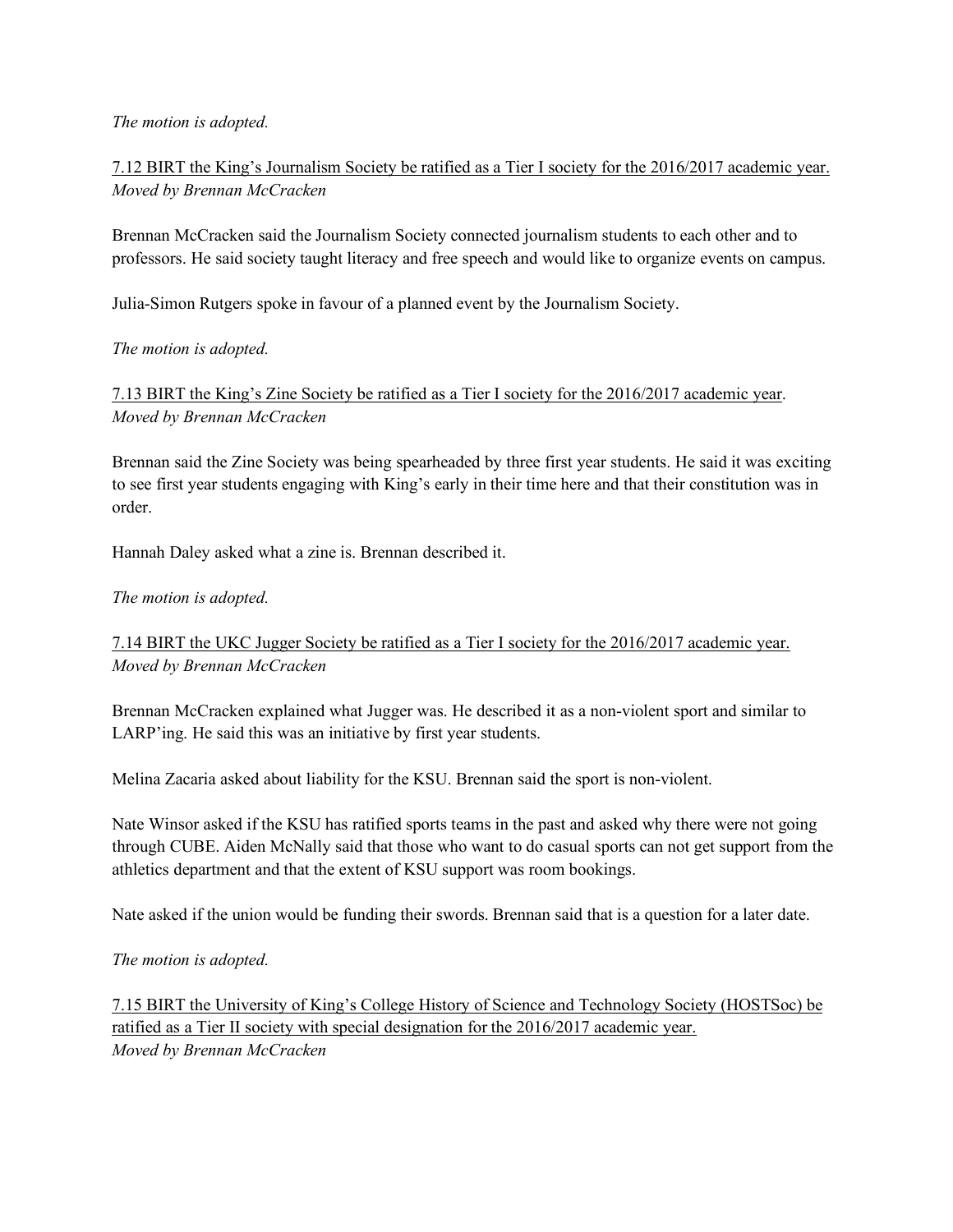*The motion is adopted.*

7.12 BIRT the King's Journalism Society be ratified as a Tier I society for the 2016/2017 academic year.
*Moved by Brennan McCracken*

Brennan McCracken said the Journalism Society connected journalism students to each other and to professors. He said society taught literacy and free speech and would like to organize events on campus.

Julia-Simon Rutgers spoke in favour of a planned event by the Journalism Society.

*The motion is adopted.*

7.13 BIRT the King's Zine Society be ratified as a Tier I society for the 2016/2017 academic year.
*Moved by Brennan McCracken*

Brennan said the Zine Society was being spearheaded by three first year students. He said it was exciting to see first year students engaging with King's early in their time here and that their constitution was in order.

Hannah Daley asked what a zine is. Brennan described it.

*The motion is adopted.*

7.14 BIRT the UKC Jugger Society be ratified as a Tier I society for the 2016/2017 academic year.
*Moved by Brennan McCracken*

Brennan McCracken explained what Jugger was. He described it as a non-violent sport and similar to LARP'ing. He said this was an initiative by first year students.

Melina Zacaria asked about liability for the KSU. Brennan said the sport is non-violent.

Nate Winsor asked if the KSU has ratified sports teams in the past and asked why there were not going through CUBE. Aiden McNally said that those who want to do casual sports can not get support from the athletics department and that the extent of KSU support was room bookings.

Nate asked if the union would be funding their swords. Brennan said that is a question for a later date.

*The motion is adopted.*

7.15 BIRT the University of King's College History of Science and Technology Society (HOSTSoc) be ratified as a Tier II society with special designation for the 2016/2017 academic year.
*Moved by Brennan McCracken*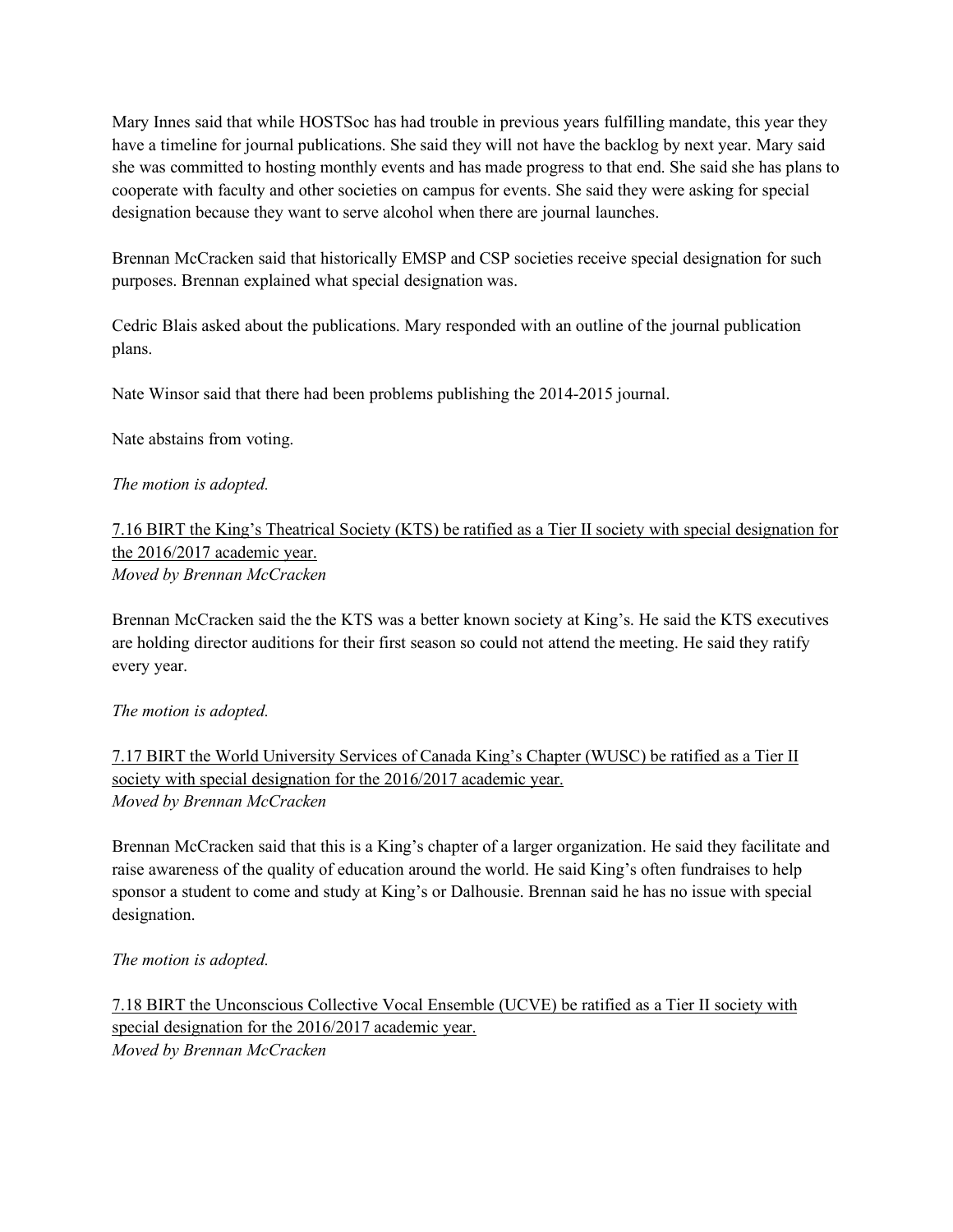Mary Innes said that while HOSTSoc has had trouble in previous years fulfilling mandate, this year they have a timeline for journal publications. She said they will not have the backlog by next year. Mary said she was committed to hosting monthly events and has made progress to that end. She said she has plans to cooperate with faculty and other societies on campus for events. She said they were asking for special designation because they want to serve alcohol when there are journal launches.

Brennan McCracken said that historically EMSP and CSP societies receive special designation for such purposes. Brennan explained what special designation was.

Cedric Blais asked about the publications. Mary responded with an outline of the journal publication plans.

Nate Winsor said that there had been problems publishing the 2014-2015 journal.

Nate abstains from voting.

*The motion is adopted.*

<u>7.16 BIRT the King's Theatrical Society (KTS) be ratified as a Tier II society with special designation for the 2016/2017 academic year.</u>
*Moved by Brennan McCracken*

Brennan McCracken said the the KTS was a better known society at King's. He said the KTS executives are holding director auditions for their first season so could not attend the meeting. He said they ratify every year.

*The motion is adopted.*

<u>7.17 BIRT the World University Services of Canada King's Chapter (WUSC) be ratified as a Tier II society with special designation for the 2016/2017 academic year.</u>
*Moved by Brennan McCracken*

Brennan McCracken said that this is a King's chapter of a larger organization. He said they facilitate and raise awareness of the quality of education around the world. He said King's often fundraises to help sponsor a student to come and study at King's or Dalhousie. Brennan said he has no issue with special designation.

*The motion is adopted.*

<u>7.18 BIRT the Unconscious Collective Vocal Ensemble (UCVE) be ratified as a Tier II society with special designation for the 2016/2017 academic year.</u>
*Moved by Brennan McCracken*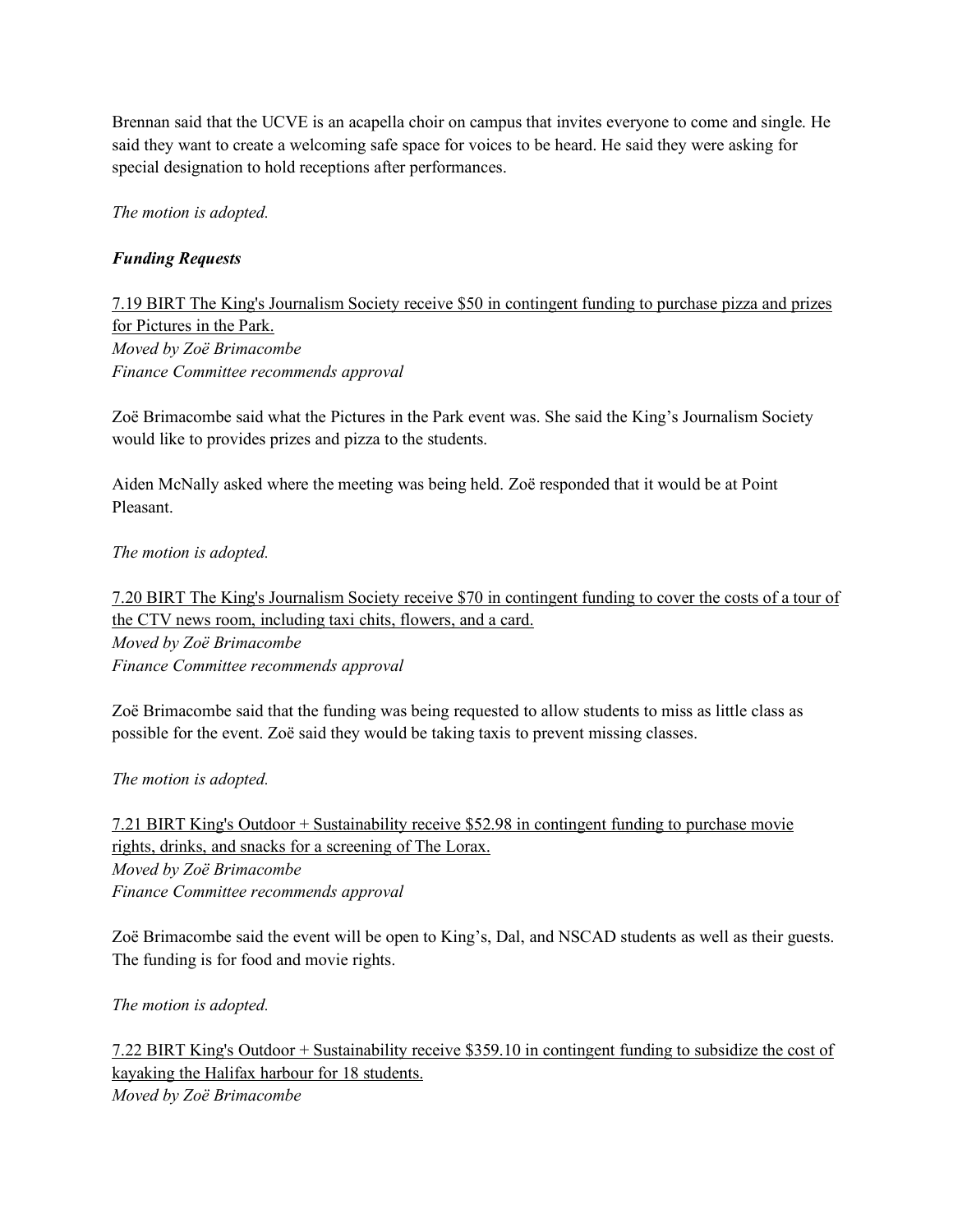Brennan said that the UCVE is an acapella choir on campus that invites everyone to come and single. He said they want to create a welcoming safe space for voices to be heard. He said they were asking for special designation to hold receptions after performances.

*The motion is adopted.*

***Funding Requests***

<u>7.19 BIRT The King's Journalism Society receive $50 in contingent funding to purchase pizza and prizes for Pictures in the Park.</u>
*Moved by Zoë Brimacombe*
*Finance Committee recommends approval*

Zoë Brimacombe said what the Pictures in the Park event was. She said the King's Journalism Society would like to provides prizes and pizza to the students.

Aiden McNally asked where the meeting was being held. Zoë responded that it would be at Point Pleasant.

*The motion is adopted.*

<u>7.20 BIRT The King's Journalism Society receive $70 in contingent funding to cover the costs of a tour of the CTV news room, including taxi chits, flowers, and a card.</u>
*Moved by Zoë Brimacombe*
*Finance Committee recommends approval*

Zoë Brimacombe said that the funding was being requested to allow students to miss as little class as possible for the event. Zoë said they would be taking taxis to prevent missing classes.

*The motion is adopted.*

<u>7.21 BIRT King's Outdoor + Sustainability receive $52.98 in contingent funding to purchase movie rights, drinks, and snacks for a screening of The Lorax.</u>
*Moved by Zoë Brimacombe*
*Finance Committee recommends approval*

Zoë Brimacombe said the event will be open to King's, Dal, and NSCAD students as well as their guests. The funding is for food and movie rights.

*The motion is adopted.*

<u>7.22 BIRT King's Outdoor + Sustainability receive $359.10 in contingent funding to subsidize the cost of kayaking the Halifax harbour for 18 students.</u>
*Moved by Zoë Brimacombe*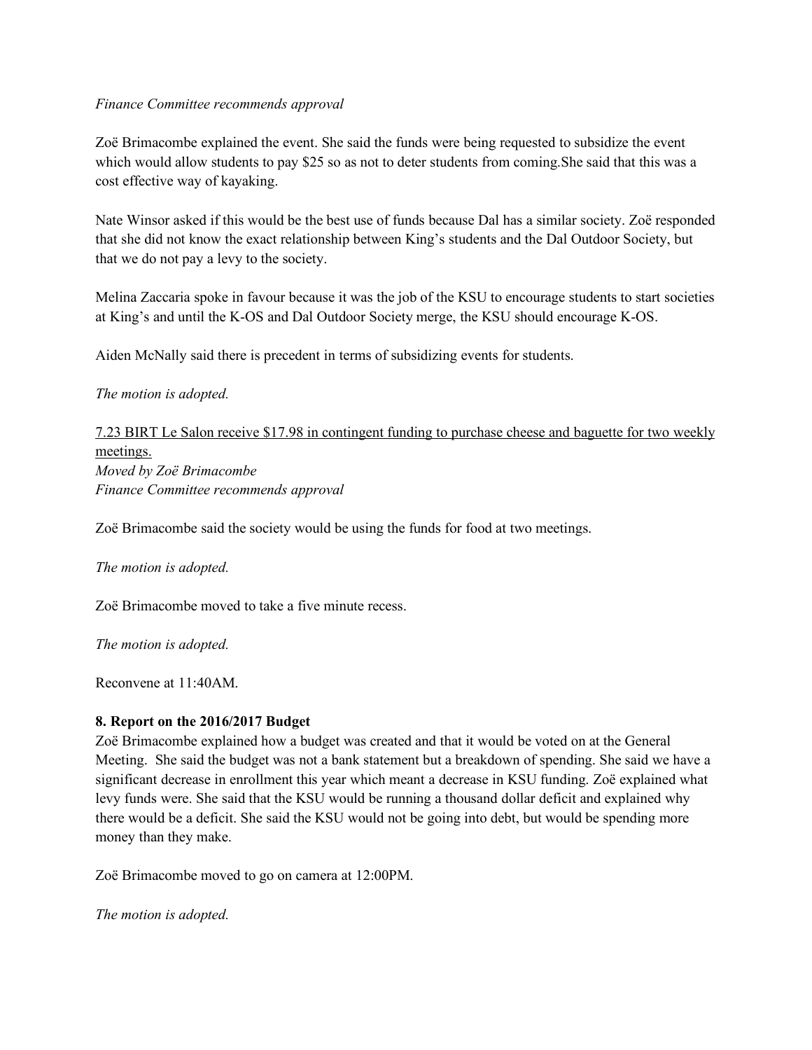*Finance Committee recommends approval*

Zoë Brimacombe explained the event. She said the funds were being requested to subsidize the event which would allow students to pay $25 so as not to deter students from coming.She said that this was a cost effective way of kayaking.

Nate Winsor asked if this would be the best use of funds because Dal has a similar society. Zoë responded that she did not know the exact relationship between King's students and the Dal Outdoor Society, but that we do not pay a levy to the society.

Melina Zaccaria spoke in favour because it was the job of the KSU to encourage students to start societies at King's and until the K-OS and Dal Outdoor Society merge, the KSU should encourage K-OS.

Aiden McNally said there is precedent in terms of subsidizing events for students.

*The motion is adopted.*

<u>7.23 BIRT Le Salon receive $17.98 in contingent funding to purchase cheese and baguette for two weekly meetings.</u>
*Moved by Zoë Brimacombe*
*Finance Committee recommends approval*

Zoë Brimacombe said the society would be using the funds for food at two meetings.

*The motion is adopted.*

Zoë Brimacombe moved to take a five minute recess.

*The motion is adopted.*

Reconvene at 11:40AM.

**8. Report on the 2016/2017 Budget**

Zoë Brimacombe explained how a budget was created and that it would be voted on at the General Meeting. She said the budget was not a bank statement but a breakdown of spending. She said we have a significant decrease in enrollment this year which meant a decrease in KSU funding. Zoë explained what levy funds were. She said that the KSU would be running a thousand dollar deficit and explained why there would be a deficit. She said the KSU would not be going into debt, but would be spending more money than they make.

Zoë Brimacombe moved to go on camera at 12:00PM.

*The motion is adopted.*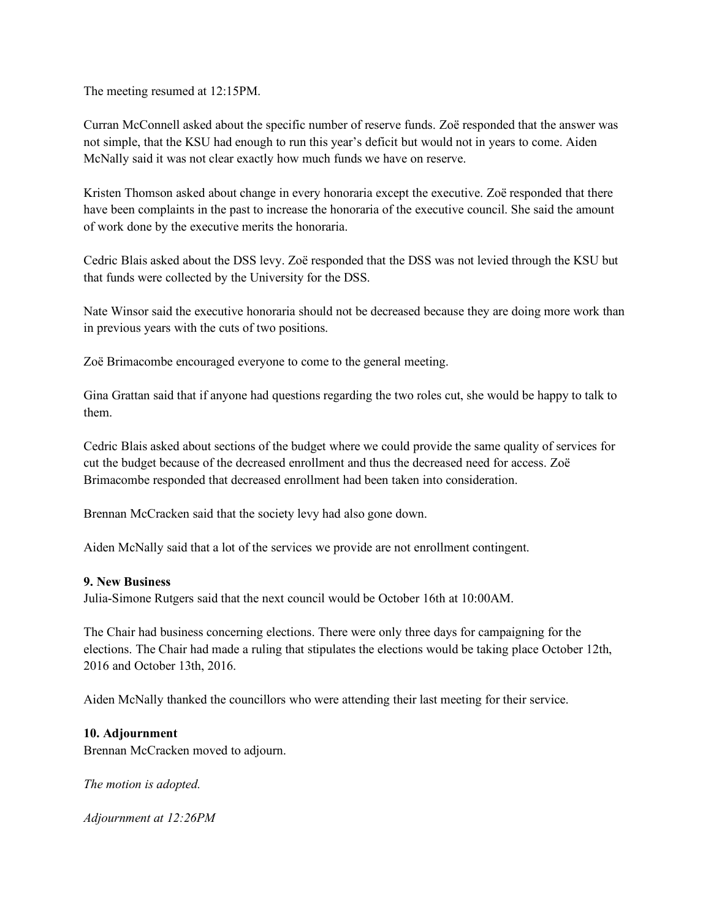The meeting resumed at 12:15PM.

Curran McConnell asked about the specific number of reserve funds. Zoë responded that the answer was not simple, that the KSU had enough to run this year's deficit but would not in years to come. Aiden McNally said it was not clear exactly how much funds we have on reserve.

Kristen Thomson asked about change in every honoraria except the executive. Zoë responded that there have been complaints in the past to increase the honoraria of the executive council. She said the amount of work done by the executive merits the honoraria.

Cedric Blais asked about the DSS levy. Zoë responded that the DSS was not levied through the KSU but that funds were collected by the University for the DSS.

Nate Winsor said the executive honoraria should not be decreased because they are doing more work than in previous years with the cuts of two positions.

Zoë Brimacombe encouraged everyone to come to the general meeting.

Gina Grattan said that if anyone had questions regarding the two roles cut, she would be happy to talk to them.

Cedric Blais asked about sections of the budget where we could provide the same quality of services for cut the budget because of the decreased enrollment and thus the decreased need for access. Zoë Brimacombe responded that decreased enrollment had been taken into consideration.

Brennan McCracken said that the society levy had also gone down.

Aiden McNally said that a lot of the services we provide are not enrollment contingent.

**9. New Business**

Julia-Simone Rutgers said that the next council would be October 16th at 10:00AM.

The Chair had business concerning elections. There were only three days for campaigning for the elections. The Chair had made a ruling that stipulates the elections would be taking place October 12th, 2016 and October 13th, 2016.

Aiden McNally thanked the councillors who were attending their last meeting for their service.

**10. Adjournment**

Brennan McCracken moved to adjourn.

*The motion is adopted.*

*Adjournment at 12:26PM*